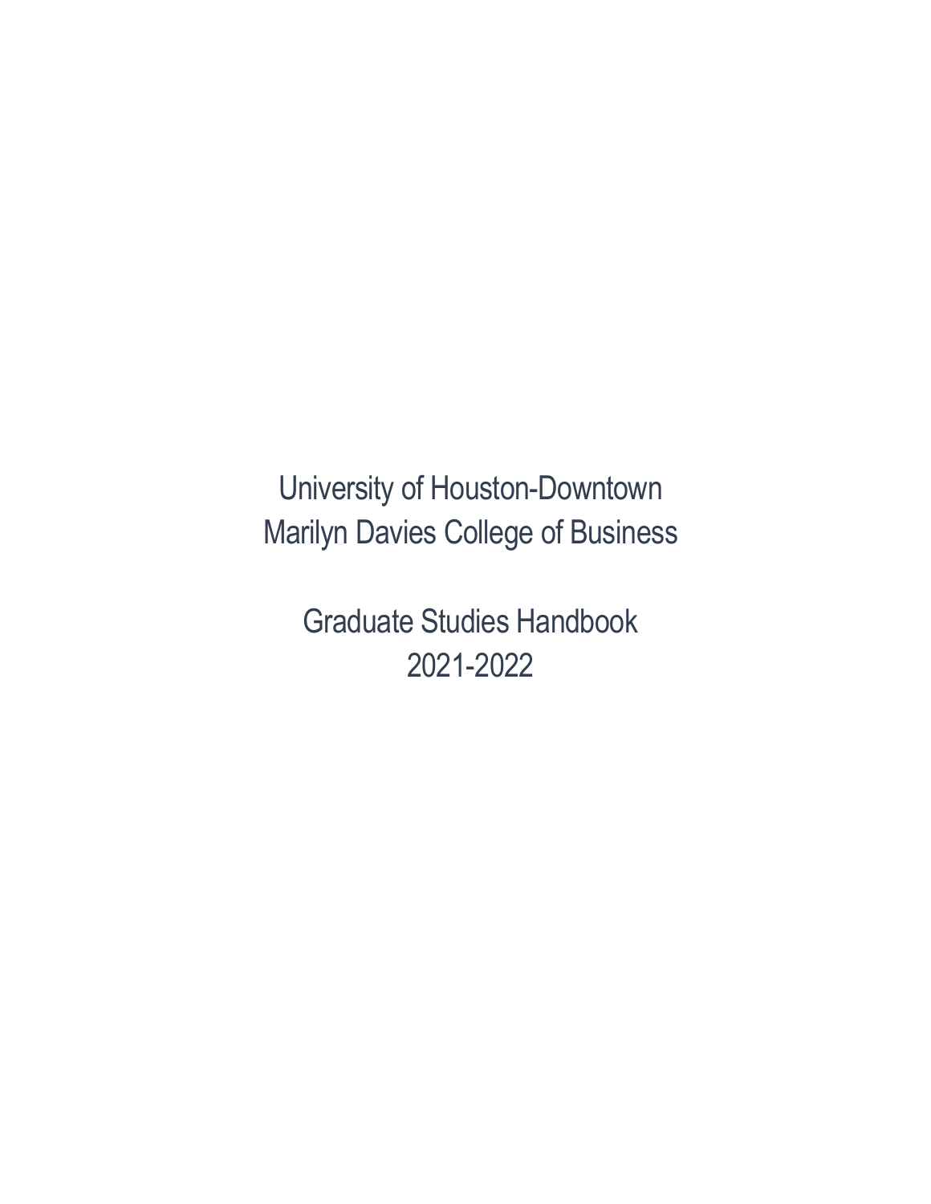# University of Houston-Downtown
# Marilyn Davies College of Business

## Graduate Studies Handbook
## 2021-2022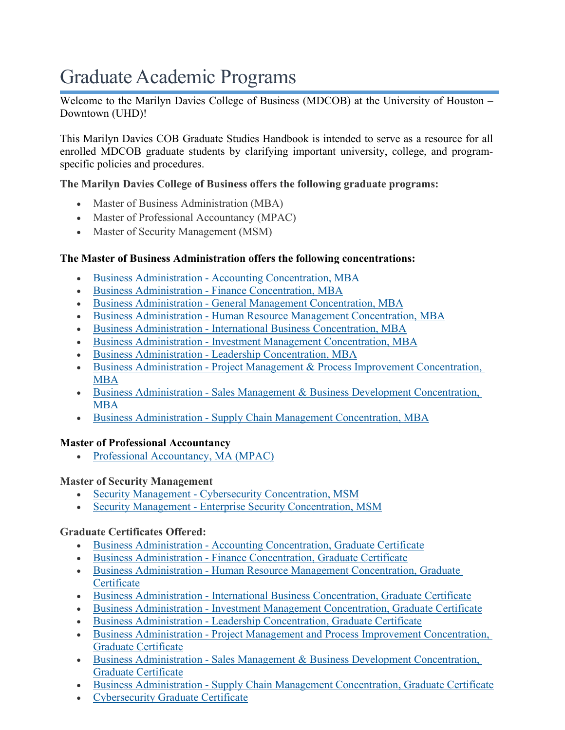# Graduate Academic Programs

Welcome to the Marilyn Davies College of Business (MDCOB) at the University of Houston – Downtown (UHD)!

This Marilyn Davies COB Graduate Studies Handbook is intended to serve as a resource for all enrolled MDCOB graduate students by clarifying important university, college, and program-specific policies and procedures.

**The Marilyn Davies College of Business offers the following graduate programs:**

- Master of Business Administration (MBA)
- Master of Professional Accountancy (MPAC)
- Master of Security Management (MSM)

**The Master of Business Administration offers the following concentrations:**

- Business Administration - Accounting Concentration, MBA
- Business Administration - Finance Concentration, MBA
- Business Administration - General Management Concentration, MBA
- Business Administration - Human Resource Management Concentration, MBA
- Business Administration - International Business Concentration, MBA
- Business Administration - Investment Management Concentration, MBA
- Business Administration - Leadership Concentration, MBA
- Business Administration - Project Management & Process Improvement Concentration, MBA
- Business Administration - Sales Management & Business Development Concentration, MBA
- Business Administration - Supply Chain Management Concentration, MBA

**Master of Professional Accountancy**

- Professional Accountancy, MA (MPAC)

**Master of Security Management**

- Security Management - Cybersecurity Concentration, MSM
- Security Management - Enterprise Security Concentration, MSM

**Graduate Certificates Offered:**

- Business Administration - Accounting Concentration, Graduate Certificate
- Business Administration - Finance Concentration, Graduate Certificate
- Business Administration - Human Resource Management Concentration, Graduate Certificate
- Business Administration - International Business Concentration, Graduate Certificate
- Business Administration - Investment Management Concentration, Graduate Certificate
- Business Administration - Leadership Concentration, Graduate Certificate
- Business Administration - Project Management and Process Improvement Concentration, Graduate Certificate
- Business Administration - Sales Management & Business Development Concentration, Graduate Certificate
- Business Administration - Supply Chain Management Concentration, Graduate Certificate
- Cybersecurity Graduate Certificate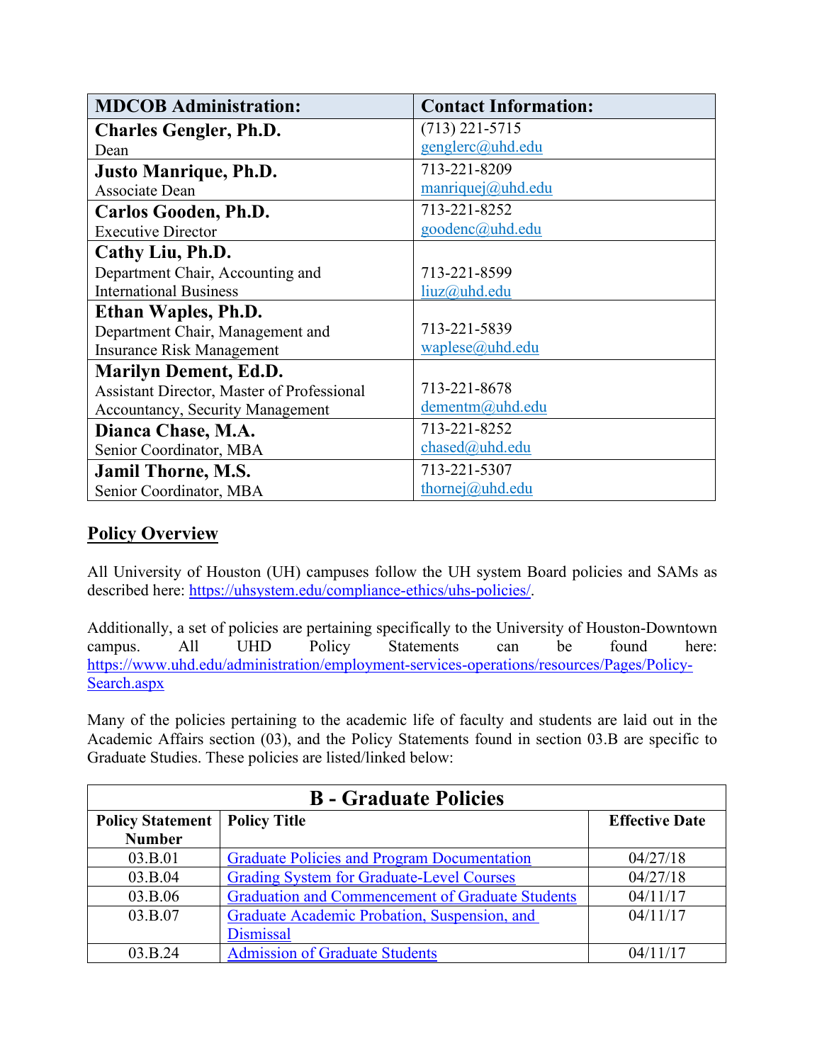| MDCOB Administration: | Contact Information: |
|---|---|
| **Charles Gengler, Ph.D.**<br>Dean | (713) 221-5715<br>genglerc@uhd.edu |
| **Justo Manrique, Ph.D.**<br>Associate Dean | 713-221-8209<br>manriquej@uhd.edu |
| **Carlos Gooden, Ph.D.**<br>Executive Director | 713-221-8252<br>goodenc@uhd.edu |
| **Cathy Liu, Ph.D.**<br>Department Chair, Accounting and International Business | 713-221-8599<br>liuz@uhd.edu |
| **Ethan Waples, Ph.D.**<br>Department Chair, Management and Insurance Risk Management | 713-221-5839<br>waplese@uhd.edu |
| **Marilyn Dement, Ed.D.**<br>Assistant Director, Master of Professional Accountancy, Security Management | 713-221-8678<br>dementm@uhd.edu |
| **Dianca Chase, M.A.**<br>Senior Coordinator, MBA | 713-221-8252<br>chased@uhd.edu |
| **Jamil Thorne, M.S.**<br>Senior Coordinator, MBA | 713-221-5307<br>thornej@uhd.edu |

## Policy Overview

All University of Houston (UH) campuses follow the UH system Board policies and SAMs as described here: https://uhsystem.edu/compliance-ethics/uhs-policies/.

Additionally, a set of policies are pertaining specifically to the University of Houston-Downtown campus. All UHD Policy Statements can be found here: https://www.uhd.edu/administration/employment-services-operations/resources/Pages/Policy-Search.aspx

Many of the policies pertaining to the academic life of faculty and students are laid out in the Academic Affairs section (03), and the Policy Statements found in section 03.B are specific to Graduate Studies. These policies are listed/linked below:

| B - Graduate Policies | | |
|---|---|---|
| **Policy Statement Number** | **Policy Title** | **Effective Date** |
| 03.B.01 | Graduate Policies and Program Documentation | 04/27/18 |
| 03.B.04 | Grading System for Graduate-Level Courses | 04/27/18 |
| 03.B.06 | Graduation and Commencement of Graduate Students | 04/11/17 |
| 03.B.07 | Graduate Academic Probation, Suspension, and Dismissal | 04/11/17 |
| 03.B.24 | Admission of Graduate Students | 04/11/17 |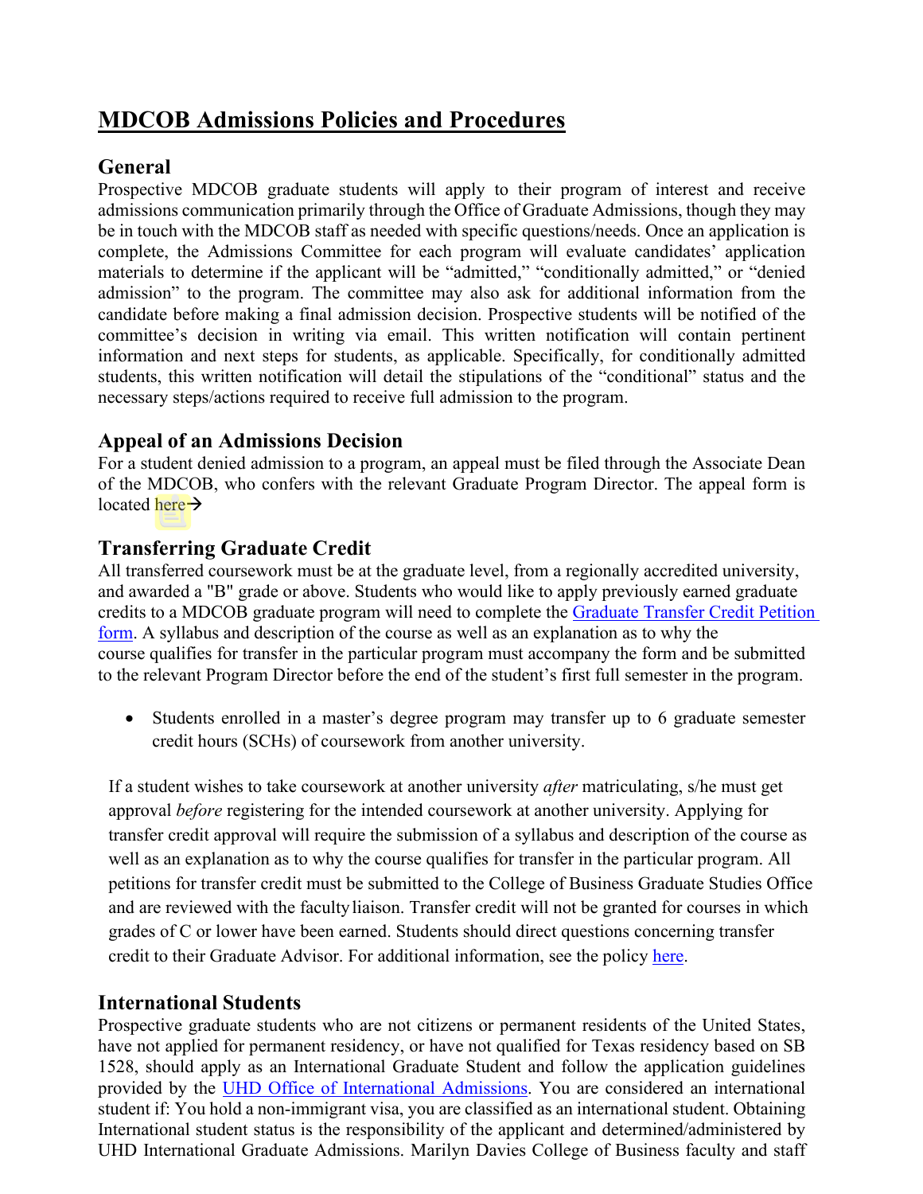# MDCOB Admissions Policies and Procedures

## General

Prospective MDCOB graduate students will apply to their program of interest and receive admissions communication primarily through the Office of Graduate Admissions, though they may be in touch with the MDCOB staff as needed with specific questions/needs. Once an application is complete, the Admissions Committee for each program will evaluate candidates' application materials to determine if the applicant will be "admitted," "conditionally admitted," or "denied admission" to the program. The committee may also ask for additional information from the candidate before making a final admission decision. Prospective students will be notified of the committee's decision in writing via email. This written notification will contain pertinent information and next steps for students, as applicable. Specifically, for conditionally admitted students, this written notification will detail the stipulations of the "conditional" status and the necessary steps/actions required to receive full admission to the program.

## Appeal of an Admissions Decision

For a student denied admission to a program, an appeal must be filed through the Associate Dean of the MDCOB, who confers with the relevant Graduate Program Director. The appeal form is located here→

## Transferring Graduate Credit

All transferred coursework must be at the graduate level, from a regionally accredited university, and awarded a "B" grade or above. Students who would like to apply previously earned graduate credits to a MDCOB graduate program will need to complete the Graduate Transfer Credit Petition form. A syllabus and description of the course as well as an explanation as to why the course qualifies for transfer in the particular program must accompany the form and be submitted to the relevant Program Director before the end of the student's first full semester in the program.

- Students enrolled in a master's degree program may transfer up to 6 graduate semester credit hours (SCHs) of coursework from another university.

If a student wishes to take coursework at another university *after* matriculating, s/he must get approval *before* registering for the intended coursework at another university. Applying for transfer credit approval will require the submission of a syllabus and description of the course as well as an explanation as to why the course qualifies for transfer in the particular program. All petitions for transfer credit must be submitted to the College of Business Graduate Studies Office and are reviewed with the faculty liaison. Transfer credit will not be granted for courses in which grades of C or lower have been earned. Students should direct questions concerning transfer credit to their Graduate Advisor. For additional information, see the policy here.

## International Students

Prospective graduate students who are not citizens or permanent residents of the United States, have not applied for permanent residency, or have not qualified for Texas residency based on SB 1528, should apply as an International Graduate Student and follow the application guidelines provided by the UHD Office of International Admissions. You are considered an international student if: You hold a non-immigrant visa, you are classified as an international student. Obtaining International student status is the responsibility of the applicant and determined/administered by UHD International Graduate Admissions. Marilyn Davies College of Business faculty and staff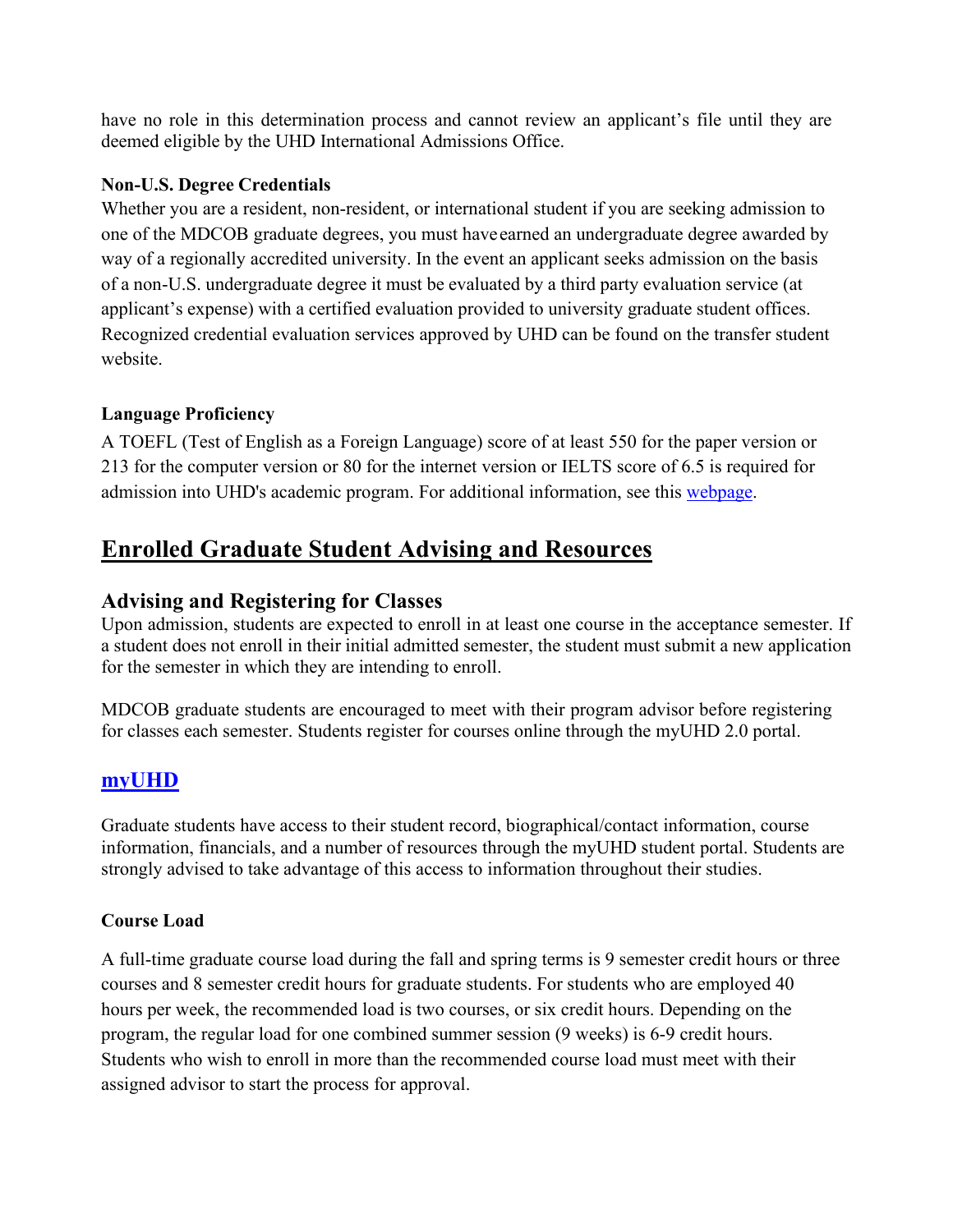have no role in this determination process and cannot review an applicant's file until they are deemed eligible by the UHD International Admissions Office.

**Non-U.S. Degree Credentials**

Whether you are a resident, non-resident, or international student if you are seeking admission to one of the MDCOB graduate degrees, you must have earned an undergraduate degree awarded by way of a regionally accredited university. In the event an applicant seeks admission on the basis of a non-U.S. undergraduate degree it must be evaluated by a third party evaluation service (at applicant's expense) with a certified evaluation provided to university graduate student offices. Recognized credential evaluation services approved by UHD can be found on the transfer student website.

**Language Proficiency**

A TOEFL (Test of English as a Foreign Language) score of at least 550 for the paper version or 213 for the computer version or 80 for the internet version or IELTS score of 6.5 is required for admission into UHD's academic program. For additional information, see this webpage.

# Enrolled Graduate Student Advising and Resources

## Advising and Registering for Classes

Upon admission, students are expected to enroll in at least one course in the acceptance semester. If a student does not enroll in their initial admitted semester, the student must submit a new application for the semester in which they are intending to enroll.

MDCOB graduate students are encouraged to meet with their program advisor before registering for classes each semester. Students register for courses online through the myUHD 2.0 portal.

## myUHD

Graduate students have access to their student record, biographical/contact information, course information, financials, and a number of resources through the myUHD student portal. Students are strongly advised to take advantage of this access to information throughout their studies.

**Course Load**

A full-time graduate course load during the fall and spring terms is 9 semester credit hours or three courses and 8 semester credit hours for graduate students. For students who are employed 40 hours per week, the recommended load is two courses, or six credit hours. Depending on the program, the regular load for one combined summer session (9 weeks) is 6-9 credit hours. Students who wish to enroll in more than the recommended course load must meet with their assigned advisor to start the process for approval.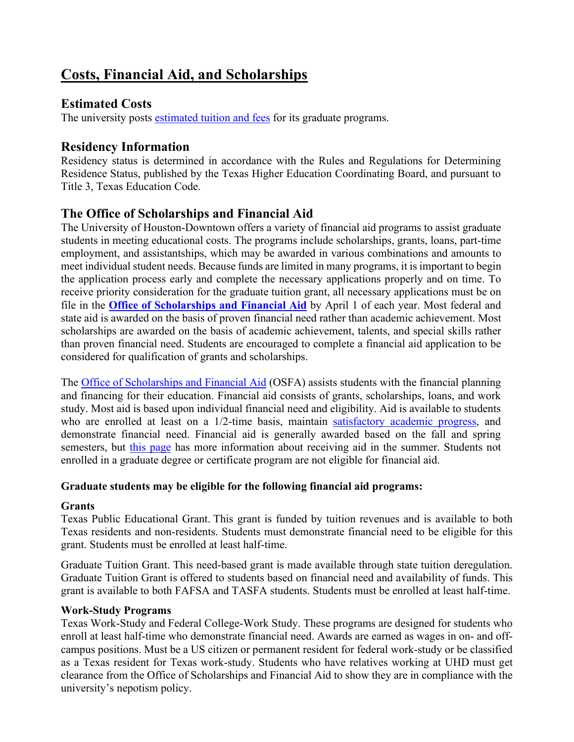# Costs, Financial Aid, and Scholarships

## Estimated Costs

The university posts estimated tuition and fees for its graduate programs.

## Residency Information

Residency status is determined in accordance with the Rules and Regulations for Determining Residence Status, published by the Texas Higher Education Coordinating Board, and pursuant to Title 3, Texas Education Code.

## The Office of Scholarships and Financial Aid

The University of Houston-Downtown offers a variety of financial aid programs to assist graduate students in meeting educational costs. The programs include scholarships, grants, loans, part-time employment, and assistantships, which may be awarded in various combinations and amounts to meet individual student needs. Because funds are limited in many programs, it is important to begin the application process early and complete the necessary applications properly and on time. To receive priority consideration for the graduate tuition grant, all necessary applications must be on file in the **Office of Scholarships and Financial Aid** by April 1 of each year. Most federal and state aid is awarded on the basis of proven financial need rather than academic achievement. Most scholarships are awarded on the basis of academic achievement, talents, and special skills rather than proven financial need. Students are encouraged to complete a financial aid application to be considered for qualification of grants and scholarships.

The Office of Scholarships and Financial Aid (OSFA) assists students with the financial planning and financing for their education. Financial aid consists of grants, scholarships, loans, and work study. Most aid is based upon individual financial need and eligibility. Aid is available to students who are enrolled at least on a 1/2-time basis, maintain satisfactory academic progress, and demonstrate financial need. Financial aid is generally awarded based on the fall and spring semesters, but this page has more information about receiving aid in the summer. Students not enrolled in a graduate degree or certificate program are not eligible for financial aid.

**Graduate students may be eligible for the following financial aid programs:**

**Grants**

Texas Public Educational Grant. This grant is funded by tuition revenues and is available to both Texas residents and non-residents. Students must demonstrate financial need to be eligible for this grant. Students must be enrolled at least half-time.

Graduate Tuition Grant. This need-based grant is made available through state tuition deregulation. Graduate Tuition Grant is offered to students based on financial need and availability of funds. This grant is available to both FAFSA and TASFA students. Students must be enrolled at least half-time.

**Work-Study Programs**

Texas Work-Study and Federal College-Work Study. These programs are designed for students who enroll at least half-time who demonstrate financial need. Awards are earned as wages in on- and off-campus positions. Must be a US citizen or permanent resident for federal work-study or be classified as a Texas resident for Texas work-study. Students who have relatives working at UHD must get clearance from the Office of Scholarships and Financial Aid to show they are in compliance with the university's nepotism policy.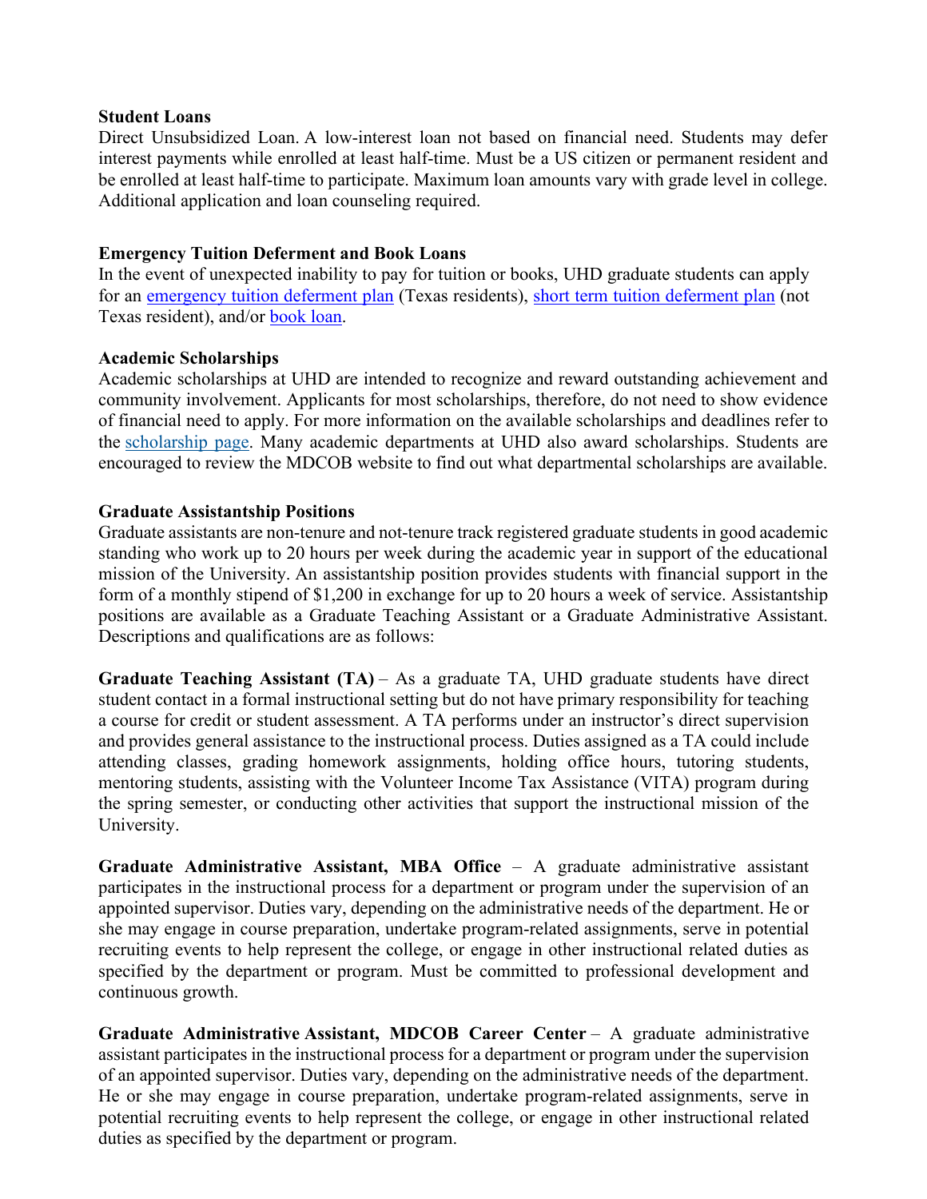**Student Loans**

Direct Unsubsidized Loan. A low-interest loan not based on financial need. Students may defer interest payments while enrolled at least half-time. Must be a US citizen or permanent resident and be enrolled at least half-time to participate. Maximum loan amounts vary with grade level in college. Additional application and loan counseling required.

**Emergency Tuition Deferment and Book Loans**

In the event of unexpected inability to pay for tuition or books, UHD graduate students can apply for an emergency tuition deferment plan (Texas residents), short term tuition deferment plan (not Texas resident), and/or book loan.

**Academic Scholarships**

Academic scholarships at UHD are intended to recognize and reward outstanding achievement and community involvement. Applicants for most scholarships, therefore, do not need to show evidence of financial need to apply. For more information on the available scholarships and deadlines refer to the scholarship page. Many academic departments at UHD also award scholarships. Students are encouraged to review the MDCOB website to find out what departmental scholarships are available.

**Graduate Assistantship Positions**

Graduate assistants are non-tenure and not-tenure track registered graduate students in good academic standing who work up to 20 hours per week during the academic year in support of the educational mission of the University. An assistantship position provides students with financial support in the form of a monthly stipend of $1,200 in exchange for up to 20 hours a week of service. Assistantship positions are available as a Graduate Teaching Assistant or a Graduate Administrative Assistant. Descriptions and qualifications are as follows:

**Graduate Teaching Assistant (TA)** – As a graduate TA, UHD graduate students have direct student contact in a formal instructional setting but do not have primary responsibility for teaching a course for credit or student assessment. A TA performs under an instructor's direct supervision and provides general assistance to the instructional process. Duties assigned as a TA could include attending classes, grading homework assignments, holding office hours, tutoring students, mentoring students, assisting with the Volunteer Income Tax Assistance (VITA) program during the spring semester, or conducting other activities that support the instructional mission of the University.

**Graduate Administrative Assistant, MBA Office** – A graduate administrative assistant participates in the instructional process for a department or program under the supervision of an appointed supervisor. Duties vary, depending on the administrative needs of the department. He or she may engage in course preparation, undertake program-related assignments, serve in potential recruiting events to help represent the college, or engage in other instructional related duties as specified by the department or program. Must be committed to professional development and continuous growth.

**Graduate Administrative Assistant, MDCOB Career Center** – A graduate administrative assistant participates in the instructional process for a department or program under the supervision of an appointed supervisor. Duties vary, depending on the administrative needs of the department. He or she may engage in course preparation, undertake program-related assignments, serve in potential recruiting events to help represent the college, or engage in other instructional related duties as specified by the department or program.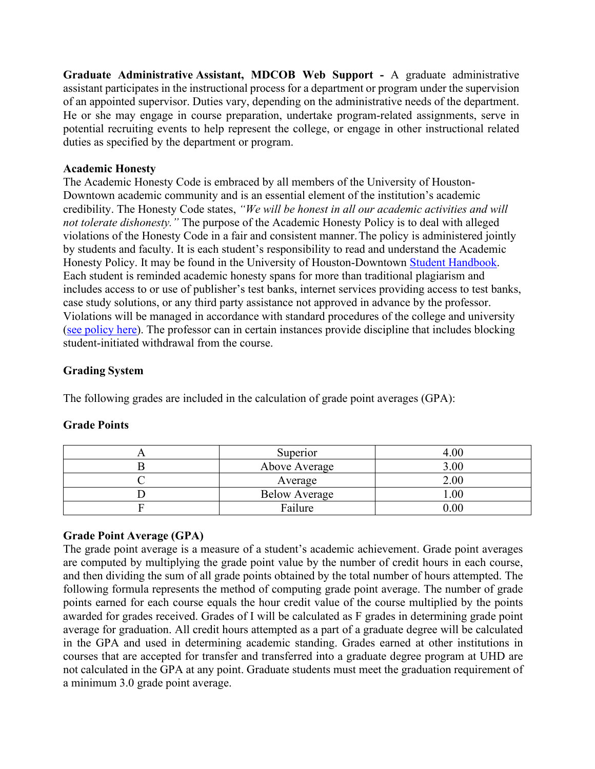**Graduate Administrative Assistant, MDCOB Web Support -** A graduate administrative assistant participates in the instructional process for a department or program under the supervision of an appointed supervisor. Duties vary, depending on the administrative needs of the department. He or she may engage in course preparation, undertake program-related assignments, serve in potential recruiting events to help represent the college, or engage in other instructional related duties as specified by the department or program.

**Academic Honesty**

The Academic Honesty Code is embraced by all members of the University of Houston-Downtown academic community and is an essential element of the institution's academic credibility. The Honesty Code states, *"We will be honest in all our academic activities and will not tolerate dishonesty."* The purpose of the Academic Honesty Policy is to deal with alleged violations of the Honesty Code in a fair and consistent manner. The policy is administered jointly by students and faculty. It is each student's responsibility to read and understand the Academic Honesty Policy. It may be found in the University of Houston-Downtown [Student Handbook](). Each student is reminded academic honesty spans for more than traditional plagiarism and includes access to or use of publisher's test banks, internet services providing access to test banks, case study solutions, or any third party assistance not approved in advance by the professor. Violations will be managed in accordance with standard procedures of the college and university ([see policy here]()). The professor can in certain instances provide discipline that includes blocking student-initiated withdrawal from the course.

**Grading System**

The following grades are included in the calculation of grade point averages (GPA):

**Grade Points**

| | | |
|---|---|---|
| A | Superior | 4.00 |
| B | Above Average | 3.00 |
| C | Average | 2.00 |
| D | Below Average | 1.00 |
| F | Failure | 0.00 |

**Grade Point Average (GPA)**

The grade point average is a measure of a student's academic achievement. Grade point averages are computed by multiplying the grade point value by the number of credit hours in each course, and then dividing the sum of all grade points obtained by the total number of hours attempted. The following formula represents the method of computing grade point average. The number of grade points earned for each course equals the hour credit value of the course multiplied by the points awarded for grades received. Grades of I will be calculated as F grades in determining grade point average for graduation. All credit hours attempted as a part of a graduate degree will be calculated in the GPA and used in determining academic standing. Grades earned at other institutions in courses that are accepted for transfer and transferred into a graduate degree program at UHD are not calculated in the GPA at any point. Graduate students must meet the graduation requirement of a minimum 3.0 grade point average.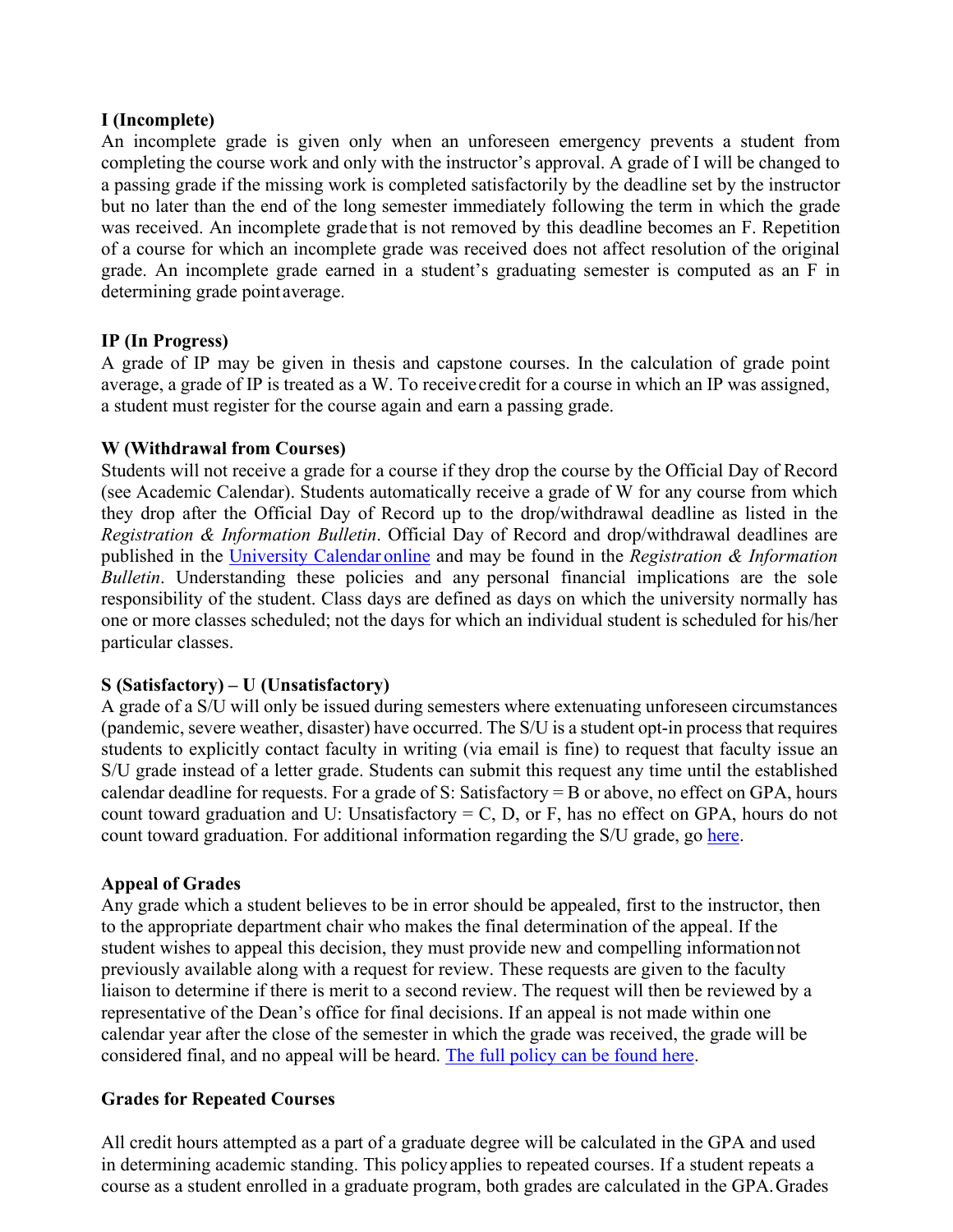**I (Incomplete)**
An incomplete grade is given only when an unforeseen emergency prevents a student from completing the course work and only with the instructor's approval. A grade of I will be changed to a passing grade if the missing work is completed satisfactorily by the deadline set by the instructor but no later than the end of the long semester immediately following the term in which the grade was received. An incomplete grade that is not removed by this deadline becomes an F. Repetition of a course for which an incomplete grade was received does not affect resolution of the original grade. An incomplete grade earned in a student's graduating semester is computed as an F in determining grade point average.

**IP (In Progress)**
A grade of IP may be given in thesis and capstone courses. In the calculation of grade point average, a grade of IP is treated as a W. To receive credit for a course in which an IP was assigned, a student must register for the course again and earn a passing grade.

**W (Withdrawal from Courses)**
Students will not receive a grade for a course if they drop the course by the Official Day of Record (see Academic Calendar). Students automatically receive a grade of W for any course from which they drop after the Official Day of Record up to the drop/withdrawal deadline as listed in the *Registration & Information Bulletin*. Official Day of Record and drop/withdrawal deadlines are published in the University Calendar online and may be found in the *Registration & Information Bulletin*. Understanding these policies and any personal financial implications are the sole responsibility of the student. Class days are defined as days on which the university normally has one or more classes scheduled; not the days for which an individual student is scheduled for his/her particular classes.

**S (Satisfactory) – U (Unsatisfactory)**
A grade of a S/U will only be issued during semesters where extenuating unforeseen circumstances (pandemic, severe weather, disaster) have occurred. The S/U is a student opt-in process that requires students to explicitly contact faculty in writing (via email is fine) to request that faculty issue an S/U grade instead of a letter grade. Students can submit this request any time until the established calendar deadline for requests. For a grade of S: Satisfactory = B or above, no effect on GPA, hours count toward graduation and U: Unsatisfactory = C, D, or F, has no effect on GPA, hours do not count toward graduation. For additional information regarding the S/U grade, go here.

**Appeal of Grades**
Any grade which a student believes to be in error should be appealed, first to the instructor, then to the appropriate department chair who makes the final determination of the appeal. If the student wishes to appeal this decision, they must provide new and compelling information not previously available along with a request for review. These requests are given to the faculty liaison to determine if there is merit to a second review. The request will then be reviewed by a representative of the Dean's office for final decisions. If an appeal is not made within one calendar year after the close of the semester in which the grade was received, the grade will be considered final, and no appeal will be heard. The full policy can be found here.

**Grades for Repeated Courses**

All credit hours attempted as a part of a graduate degree will be calculated in the GPA and used in determining academic standing. This policy applies to repeated courses. If a student repeats a course as a student enrolled in a graduate program, both grades are calculated in the GPA. Grades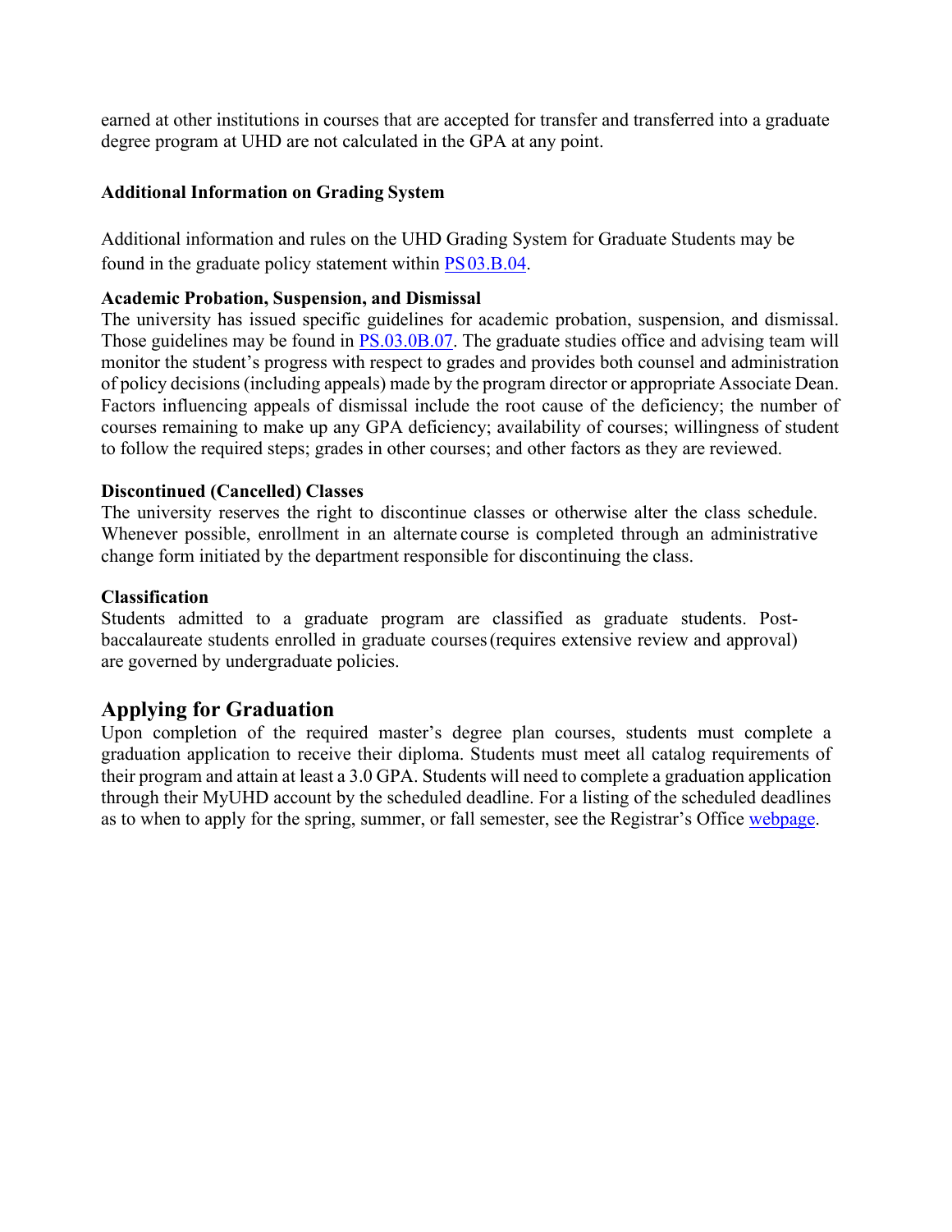earned at other institutions in courses that are accepted for transfer and transferred into a graduate degree program at UHD are not calculated in the GPA at any point.

**Additional Information on Grading System**

Additional information and rules on the UHD Grading System for Graduate Students may be found in the graduate policy statement within PS 03.B.04.

**Academic Probation, Suspension, and Dismissal**

The university has issued specific guidelines for academic probation, suspension, and dismissal. Those guidelines may be found in PS.03.0B.07. The graduate studies office and advising team will monitor the student's progress with respect to grades and provides both counsel and administration of policy decisions (including appeals) made by the program director or appropriate Associate Dean. Factors influencing appeals of dismissal include the root cause of the deficiency; the number of courses remaining to make up any GPA deficiency; availability of courses; willingness of student to follow the required steps; grades in other courses; and other factors as they are reviewed.

**Discontinued (Cancelled) Classes**

The university reserves the right to discontinue classes or otherwise alter the class schedule. Whenever possible, enrollment in an alternate course is completed through an administrative change form initiated by the department responsible for discontinuing the class.

**Classification**

Students admitted to a graduate program are classified as graduate students. Post-baccalaureate students enrolled in graduate courses (requires extensive review and approval) are governed by undergraduate policies.

## Applying for Graduation

Upon completion of the required master's degree plan courses, students must complete a graduation application to receive their diploma. Students must meet all catalog requirements of their program and attain at least a 3.0 GPA. Students will need to complete a graduation application through their MyUHD account by the scheduled deadline. For a listing of the scheduled deadlines as to when to apply for the spring, summer, or fall semester, see the Registrar's Office webpage.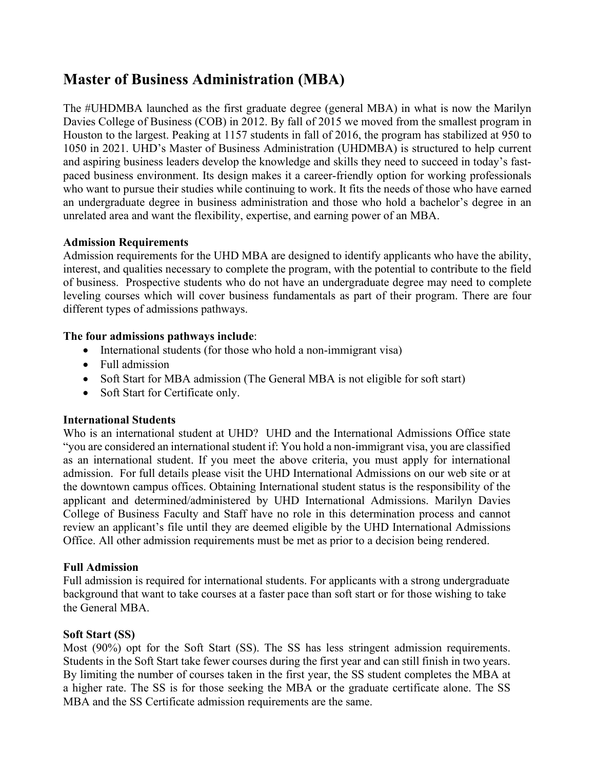# Master of Business Administration (MBA)

The #UHDMBA launched as the first graduate degree (general MBA) in what is now the Marilyn Davies College of Business (COB) in 2012. By fall of 2015 we moved from the smallest program in Houston to the largest. Peaking at 1157 students in fall of 2016, the program has stabilized at 950 to 1050 in 2021. UHD's Master of Business Administration (UHDMBA) is structured to help current and aspiring business leaders develop the knowledge and skills they need to succeed in today's fast-paced business environment. Its design makes it a career-friendly option for working professionals who want to pursue their studies while continuing to work. It fits the needs of those who have earned an undergraduate degree in business administration and those who hold a bachelor's degree in an unrelated area and want the flexibility, expertise, and earning power of an MBA.

**Admission Requirements**

Admission requirements for the UHD MBA are designed to identify applicants who have the ability, interest, and qualities necessary to complete the program, with the potential to contribute to the field of business. Prospective students who do not have an undergraduate degree may need to complete leveling courses which will cover business fundamentals as part of their program. There are four different types of admissions pathways.

**The four admissions pathways include**:

- International students (for those who hold a non-immigrant visa)
- Full admission
- Soft Start for MBA admission (The General MBA is not eligible for soft start)
- Soft Start for Certificate only.

**International Students**

Who is an international student at UHD? UHD and the International Admissions Office state "you are considered an international student if: You hold a non-immigrant visa, you are classified as an international student. If you meet the above criteria, you must apply for international admission. For full details please visit the UHD International Admissions on our web site or at the downtown campus offices. Obtaining International student status is the responsibility of the applicant and determined/administered by UHD International Admissions. Marilyn Davies College of Business Faculty and Staff have no role in this determination process and cannot review an applicant's file until they are deemed eligible by the UHD International Admissions Office. All other admission requirements must be met as prior to a decision being rendered.

**Full Admission**

Full admission is required for international students. For applicants with a strong undergraduate background that want to take courses at a faster pace than soft start or for those wishing to take the General MBA.

**Soft Start (SS)**

Most (90%) opt for the Soft Start (SS). The SS has less stringent admission requirements. Students in the Soft Start take fewer courses during the first year and can still finish in two years. By limiting the number of courses taken in the first year, the SS student completes the MBA at a higher rate. The SS is for those seeking the MBA or the graduate certificate alone. The SS MBA and the SS Certificate admission requirements are the same.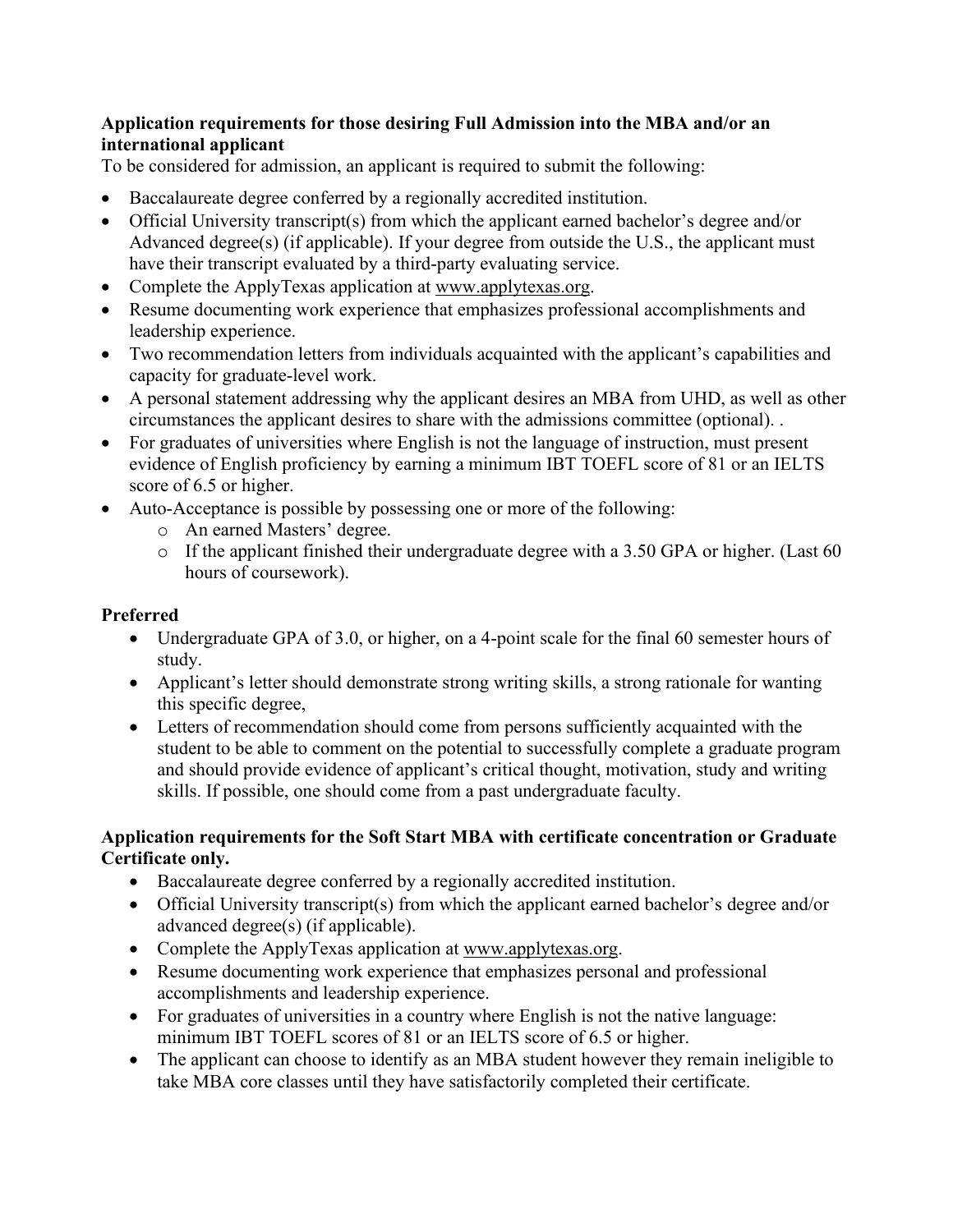**Application requirements for those desiring Full Admission into the MBA and/or an international applicant**

To be considered for admission, an applicant is required to submit the following:

- Baccalaureate degree conferred by a regionally accredited institution.
- Official University transcript(s) from which the applicant earned bachelor's degree and/or Advanced degree(s) (if applicable). If your degree from outside the U.S., the applicant must have their transcript evaluated by a third-party evaluating service.
- Complete the ApplyTexas application at www.applytexas.org.
- Resume documenting work experience that emphasizes professional accomplishments and leadership experience.
- Two recommendation letters from individuals acquainted with the applicant's capabilities and capacity for graduate-level work.
- A personal statement addressing why the applicant desires an MBA from UHD, as well as other circumstances the applicant desires to share with the admissions committee (optional). .
- For graduates of universities where English is not the language of instruction, must present evidence of English proficiency by earning a minimum IBT TOEFL score of 81 or an IELTS score of 6.5 or higher.
- Auto-Acceptance is possible by possessing one or more of the following:
  - An earned Masters' degree.
  - If the applicant finished their undergraduate degree with a 3.50 GPA or higher. (Last 60 hours of coursework).

**Preferred**

- Undergraduate GPA of 3.0, or higher, on a 4-point scale for the final 60 semester hours of study.
- Applicant's letter should demonstrate strong writing skills, a strong rationale for wanting this specific degree,
- Letters of recommendation should come from persons sufficiently acquainted with the student to be able to comment on the potential to successfully complete a graduate program and should provide evidence of applicant's critical thought, motivation, study and writing skills. If possible, one should come from a past undergraduate faculty.

**Application requirements for the Soft Start MBA with certificate concentration or Graduate Certificate only.**

- Baccalaureate degree conferred by a regionally accredited institution.
- Official University transcript(s) from which the applicant earned bachelor's degree and/or advanced degree(s) (if applicable).
- Complete the ApplyTexas application at www.applytexas.org.
- Resume documenting work experience that emphasizes personal and professional accomplishments and leadership experience.
- For graduates of universities in a country where English is not the native language: minimum IBT TOEFL scores of 81 or an IELTS score of 6.5 or higher.
- The applicant can choose to identify as an MBA student however they remain ineligible to take MBA core classes until they have satisfactorily completed their certificate.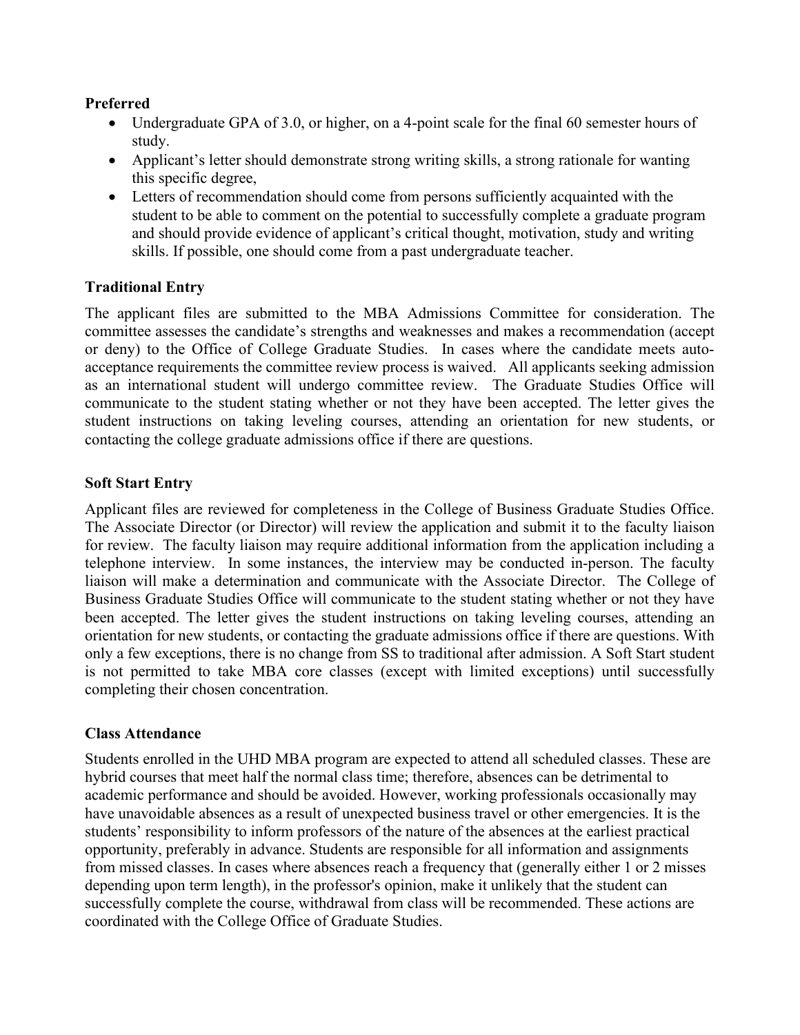**Preferred**

- Undergraduate GPA of 3.0, or higher, on a 4-point scale for the final 60 semester hours of study.
- Applicant's letter should demonstrate strong writing skills, a strong rationale for wanting this specific degree,
- Letters of recommendation should come from persons sufficiently acquainted with the student to be able to comment on the potential to successfully complete a graduate program and should provide evidence of applicant's critical thought, motivation, study and writing skills. If possible, one should come from a past undergraduate teacher.

**Traditional Entry**

The applicant files are submitted to the MBA Admissions Committee for consideration. The committee assesses the candidate's strengths and weaknesses and makes a recommendation (accept or deny) to the Office of College Graduate Studies. In cases where the candidate meets auto-acceptance requirements the committee review process is waived. All applicants seeking admission as an international student will undergo committee review. The Graduate Studies Office will communicate to the student stating whether or not they have been accepted. The letter gives the student instructions on taking leveling courses, attending an orientation for new students, or contacting the college graduate admissions office if there are questions.

**Soft Start Entry**

Applicant files are reviewed for completeness in the College of Business Graduate Studies Office. The Associate Director (or Director) will review the application and submit it to the faculty liaison for review. The faculty liaison may require additional information from the application including a telephone interview. In some instances, the interview may be conducted in-person. The faculty liaison will make a determination and communicate with the Associate Director. The College of Business Graduate Studies Office will communicate to the student stating whether or not they have been accepted. The letter gives the student instructions on taking leveling courses, attending an orientation for new students, or contacting the graduate admissions office if there are questions. With only a few exceptions, there is no change from SS to traditional after admission. A Soft Start student is not permitted to take MBA core classes (except with limited exceptions) until successfully completing their chosen concentration.

**Class Attendance**

Students enrolled in the UHD MBA program are expected to attend all scheduled classes. These are hybrid courses that meet half the normal class time; therefore, absences can be detrimental to academic performance and should be avoided. However, working professionals occasionally may have unavoidable absences as a result of unexpected business travel or other emergencies. It is the students' responsibility to inform professors of the nature of the absences at the earliest practical opportunity, preferably in advance. Students are responsible for all information and assignments from missed classes. In cases where absences reach a frequency that (generally either 1 or 2 misses depending upon term length), in the professor's opinion, make it unlikely that the student can successfully complete the course, withdrawal from class will be recommended. These actions are coordinated with the College Office of Graduate Studies.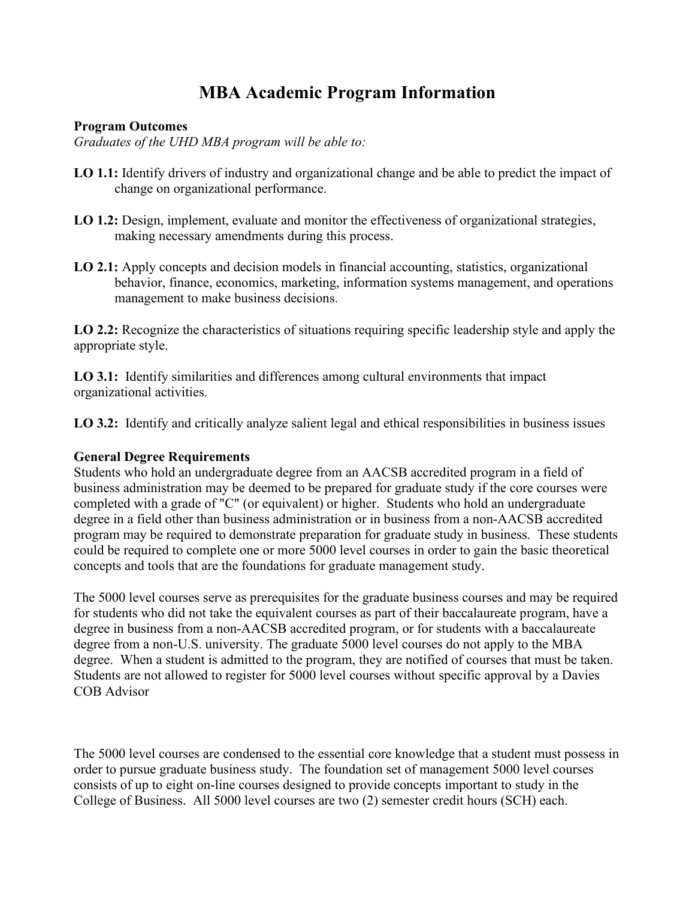# MBA Academic Program Information

**Program Outcomes**

*Graduates of the UHD MBA program will be able to:*

**LO 1.1:** Identify drivers of industry and organizational change and be able to predict the impact of change on organizational performance.

**LO 1.2:** Design, implement, evaluate and monitor the effectiveness of organizational strategies, making necessary amendments during this process.

**LO 2.1:** Apply concepts and decision models in financial accounting, statistics, organizational behavior, finance, economics, marketing, information systems management, and operations management to make business decisions.

**LO 2.2:** Recognize the characteristics of situations requiring specific leadership style and apply the appropriate style.

**LO 3.1:** Identify similarities and differences among cultural environments that impact organizational activities.

**LO 3.2:** Identify and critically analyze salient legal and ethical responsibilities in business issues

**General Degree Requirements**

Students who hold an undergraduate degree from an AACSB accredited program in a field of business administration may be deemed to be prepared for graduate study if the core courses were completed with a grade of "C" (or equivalent) or higher. Students who hold an undergraduate degree in a field other than business administration or in business from a non-AACSB accredited program may be required to demonstrate preparation for graduate study in business. These students could be required to complete one or more 5000 level courses in order to gain the basic theoretical concepts and tools that are the foundations for graduate management study.

The 5000 level courses serve as prerequisites for the graduate business courses and may be required for students who did not take the equivalent courses as part of their baccalaureate program, have a degree in business from a non-AACSB accredited program, or for students with a baccalaureate degree from a non-U.S. university. The graduate 5000 level courses do not apply to the MBA degree. When a student is admitted to the program, they are notified of courses that must be taken. Students are not allowed to register for 5000 level courses without specific approval by a Davies COB Advisor

The 5000 level courses are condensed to the essential core knowledge that a student must possess in order to pursue graduate business study. The foundation set of management 5000 level courses consists of up to eight on-line courses designed to provide concepts important to study in the College of Business. All 5000 level courses are two (2) semester credit hours (SCH) each.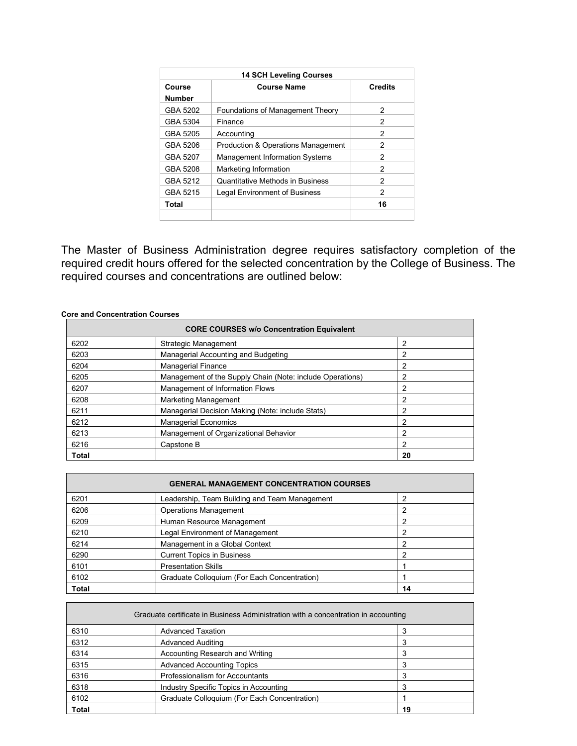| 14 SCH Leveling Courses | | |
|---|---|---|
| Course Number | Course Name | Credits |
| GBA 5202 | Foundations of Management Theory | 2 |
| GBA 5304 | Finance | 2 |
| GBA 5205 | Accounting | 2 |
| GBA 5206 | Production & Operations Management | 2 |
| GBA 5207 | Management Information Systems | 2 |
| GBA 5208 | Marketing Information | 2 |
| GBA 5212 | Quantitative Methods in Business | 2 |
| GBA 5215 | Legal Environment of Business | 2 |
| **Total** | | **16** |
| | | |

The Master of Business Administration degree requires satisfactory completion of the required credit hours offered for the selected concentration by the College of Business. The required courses and concentrations are outlined below:

**Core and Concentration Courses**

| CORE COURSES w/o Concentration Equivalent | | |
|---|---|---|
| 6202 | Strategic Management | 2 |
| 6203 | Managerial Accounting and Budgeting | 2 |
| 6204 | Managerial Finance | 2 |
| 6205 | Management of the Supply Chain (Note: include Operations) | 2 |
| 6207 | Management of Information Flows | 2 |
| 6208 | Marketing Management | 2 |
| 6211 | Managerial Decision Making (Note: include Stats) | 2 |
| 6212 | Managerial Economics | 2 |
| 6213 | Management of Organizational Behavior | 2 |
| 6216 | Capstone B | 2 |
| **Total** | | **20** |

| GENERAL MANAGEMENT CONCENTRATION COURSES | | |
|---|---|---|
| 6201 | Leadership, Team Building and Team Management | 2 |
| 6206 | Operations Management | 2 |
| 6209 | Human Resource Management | 2 |
| 6210 | Legal Environment of Management | 2 |
| 6214 | Management in a Global Context | 2 |
| 6290 | Current Topics in Business | 2 |
| 6101 | Presentation Skills | 1 |
| 6102 | Graduate Colloquium (For Each Concentration) | 1 |
| **Total** | | **14** |

| Graduate certificate in Business Administration with a concentration in accounting | | |
|---|---|---|
| 6310 | Advanced Taxation | 3 |
| 6312 | Advanced Auditing | 3 |
| 6314 | Accounting Research and Writing | 3 |
| 6315 | Advanced Accounting Topics | 3 |
| 6316 | Professionalism for Accountants | 3 |
| 6318 | Industry Specific Topics in Accounting | 3 |
| 6102 | Graduate Colloquium (For Each Concentration) | 1 |
| **Total** | | **19** |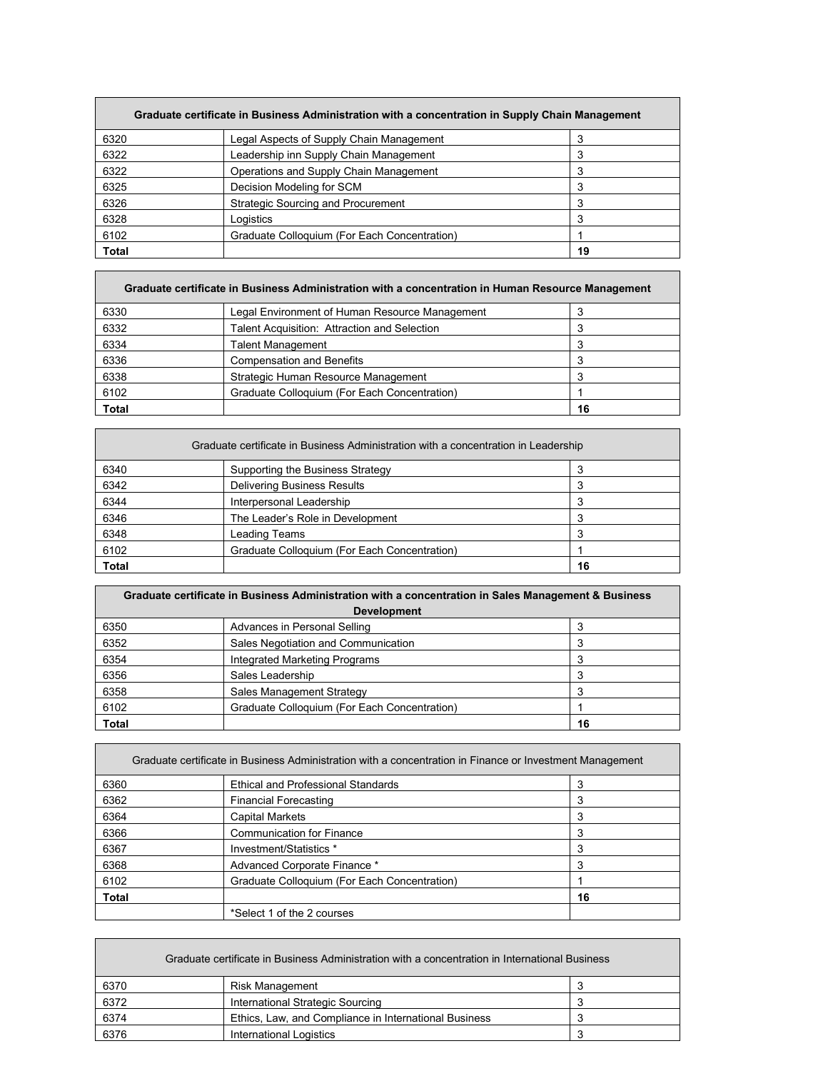| Graduate certificate in Business Administration with a concentration in Supply Chain Management | | |
|---|---|---|
| 6320 | Legal Aspects of Supply Chain Management | 3 |
| 6322 | Leadership inn Supply Chain Management | 3 |
| 6322 | Operations and Supply Chain Management | 3 |
| 6325 | Decision Modeling for SCM | 3 |
| 6326 | Strategic Sourcing and Procurement | 3 |
| 6328 | Logistics | 3 |
| 6102 | Graduate Colloquium (For Each Concentration) | 1 |
| **Total** | | **19** |

| Graduate certificate in Business Administration with a concentration in Human Resource Management | | |
|---|---|---|
| 6330 | Legal Environment of Human Resource Management | 3 |
| 6332 | Talent Acquisition: Attraction and Selection | 3 |
| 6334 | Talent Management | 3 |
| 6336 | Compensation and Benefits | 3 |
| 6338 | Strategic Human Resource Management | 3 |
| 6102 | Graduate Colloquium (For Each Concentration) | 1 |
| **Total** | | **16** |

| Graduate certificate in Business Administration with a concentration in Leadership | | |
|---|---|---|
| 6340 | Supporting the Business Strategy | 3 |
| 6342 | Delivering Business Results | 3 |
| 6344 | Interpersonal Leadership | 3 |
| 6346 | The Leader's Role in Development | 3 |
| 6348 | Leading Teams | 3 |
| 6102 | Graduate Colloquium (For Each Concentration) | 1 |
| **Total** | | **16** |

| Graduate certificate in Business Administration with a concentration in Sales Management & Business Development | | |
|---|---|---|
| 6350 | Advances in Personal Selling | 3 |
| 6352 | Sales Negotiation and Communication | 3 |
| 6354 | Integrated Marketing Programs | 3 |
| 6356 | Sales Leadership | 3 |
| 6358 | Sales Management Strategy | 3 |
| 6102 | Graduate Colloquium (For Each Concentration) | 1 |
| **Total** | | **16** |

| Graduate certificate in Business Administration with a concentration in Finance or Investment Management | | |
|---|---|---|
| 6360 | Ethical and Professional Standards | 3 |
| 6362 | Financial Forecasting | 3 |
| 6364 | Capital Markets | 3 |
| 6366 | Communication for Finance | 3 |
| 6367 | Investment/Statistics * | 3 |
| 6368 | Advanced Corporate Finance * | 3 |
| 6102 | Graduate Colloquium (For Each Concentration) | 1 |
| **Total** | | **16** |
| | *Select 1 of the 2 courses | |

| Graduate certificate in Business Administration with a concentration in International Business | | |
|---|---|---|
| 6370 | Risk Management | 3 |
| 6372 | International Strategic Sourcing | 3 |
| 6374 | Ethics, Law, and Compliance in International Business | 3 |
| 6376 | International Logistics | 3 |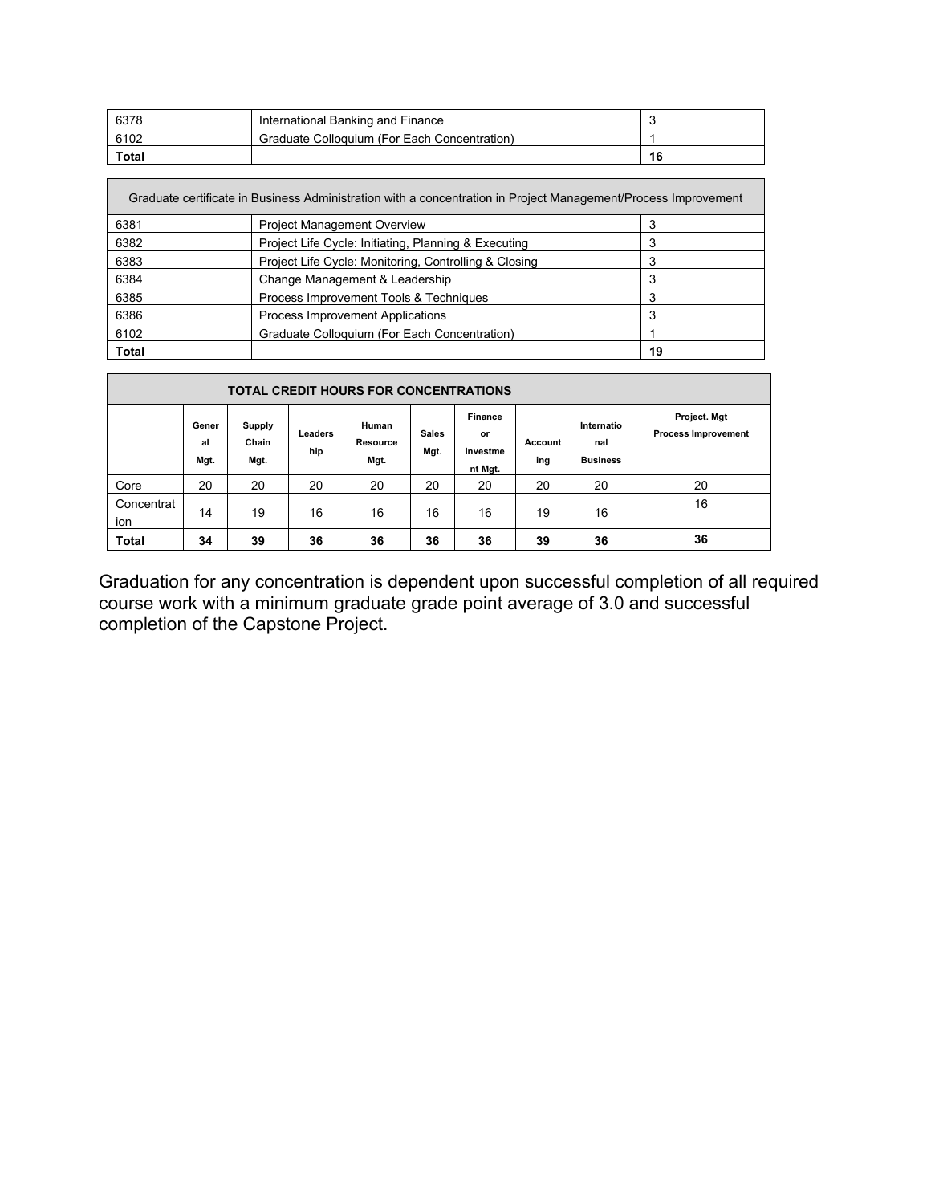| | | |
|---|---|---|
| 6378 | International Banking and Finance | 3 |
| 6102 | Graduate Colloquium (For Each Concentration) | 1 |
| **Total** | | **16** |

| Graduate certificate in Business Administration with a concentration in Project Management/Process Improvement | | |
|---|---|---|
| 6381 | Project Management Overview | 3 |
| 6382 | Project Life Cycle: Initiating, Planning & Executing | 3 |
| 6383 | Project Life Cycle: Monitoring, Controlling & Closing | 3 |
| 6384 | Change Management & Leadership | 3 |
| 6385 | Process Improvement Tools & Techniques | 3 |
| 6386 | Process Improvement Applications | 3 |
| 6102 | Graduate Colloquium (For Each Concentration) | 1 |
| **Total** | | **19** |

| **TOTAL CREDIT HOURS FOR CONCENTRATIONS** | | | | | | | | | |
|---|---|---|---|---|---|---|---|---|---|
| | **General Mgt.** | **Supply Chain Mgt.** | **Leadership** | **Human Resource Mgt.** | **Sales Mgt.** | **Finance or Investment Mgt.** | **Accounting** | **International Business** | **Project. Mgt Process Improvement** |
| Core | 20 | 20 | 20 | 20 | 20 | 20 | 20 | 20 | 20 |
| Concentration | 14 | 19 | 16 | 16 | 16 | 16 | 19 | 16 | 16 |
| **Total** | **34** | **39** | **36** | **36** | **36** | **36** | **39** | **36** | **36** |

Graduation for any concentration is dependent upon successful completion of all required course work with a minimum graduate grade point average of 3.0 and successful completion of the Capstone Project.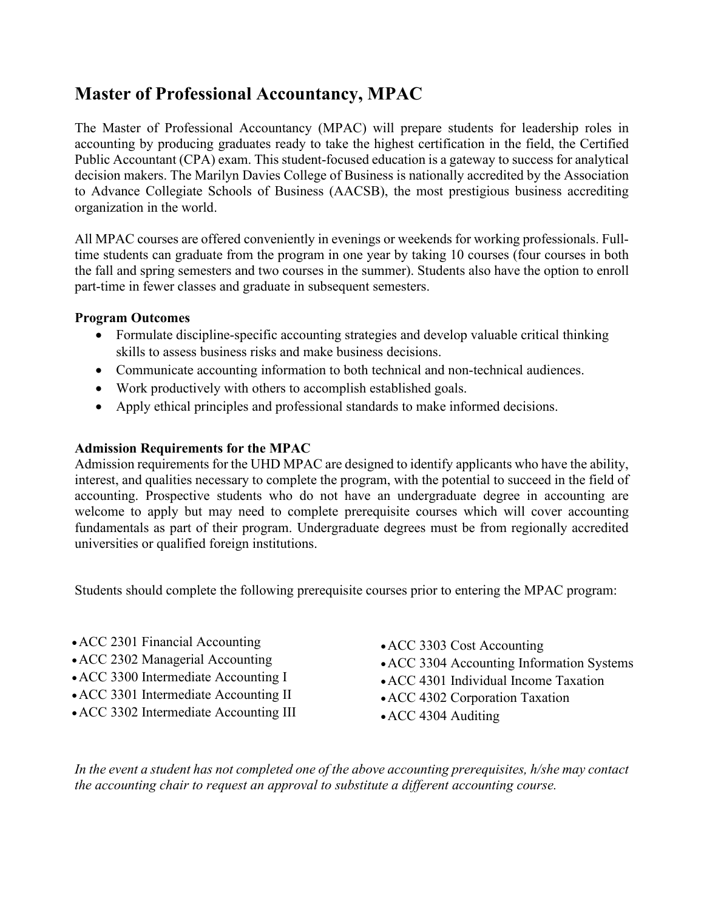# Master of Professional Accountancy, MPAC

The Master of Professional Accountancy (MPAC) will prepare students for leadership roles in accounting by producing graduates ready to take the highest certification in the field, the Certified Public Accountant (CPA) exam. This student-focused education is a gateway to success for analytical decision makers. The Marilyn Davies College of Business is nationally accredited by the Association to Advance Collegiate Schools of Business (AACSB), the most prestigious business accrediting organization in the world.

All MPAC courses are offered conveniently in evenings or weekends for working professionals. Full-time students can graduate from the program in one year by taking 10 courses (four courses in both the fall and spring semesters and two courses in the summer). Students also have the option to enroll part-time in fewer classes and graduate in subsequent semesters.

**Program Outcomes**

- Formulate discipline-specific accounting strategies and develop valuable critical thinking skills to assess business risks and make business decisions.
- Communicate accounting information to both technical and non-technical audiences.
- Work productively with others to accomplish established goals.
- Apply ethical principles and professional standards to make informed decisions.

**Admission Requirements for the MPAC**

Admission requirements for the UHD MPAC are designed to identify applicants who have the ability, interest, and qualities necessary to complete the program, with the potential to succeed in the field of accounting. Prospective students who do not have an undergraduate degree in accounting are welcome to apply but may need to complete prerequisite courses which will cover accounting fundamentals as part of their program. Undergraduate degrees must be from regionally accredited universities or qualified foreign institutions.

Students should complete the following prerequisite courses prior to entering the MPAC program:

- ACC 2301 Financial Accounting
- ACC 2302 Managerial Accounting
- ACC 3300 Intermediate Accounting I
- ACC 3301 Intermediate Accounting II
- ACC 3302 Intermediate Accounting III
- ACC 3303 Cost Accounting
- ACC 3304 Accounting Information Systems
- ACC 4301 Individual Income Taxation
- ACC 4302 Corporation Taxation
- ACC 4304 Auditing

*In the event a student has not completed one of the above accounting prerequisites, h/she may contact the accounting chair to request an approval to substitute a different accounting course.*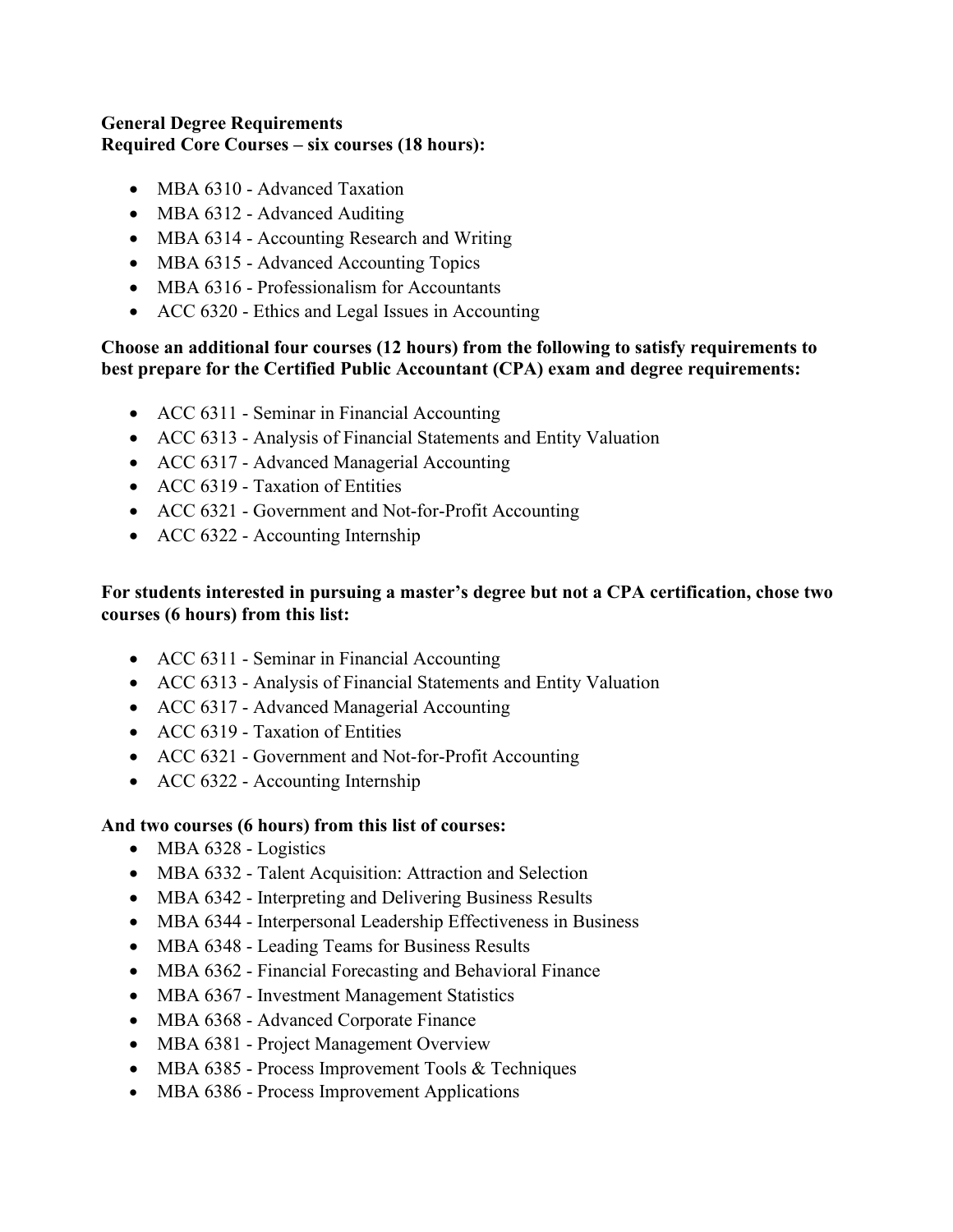**General Degree Requirements**
**Required Core Courses – six courses (18 hours):**

- MBA 6310 - Advanced Taxation
- MBA 6312 - Advanced Auditing
- MBA 6314 - Accounting Research and Writing
- MBA 6315 - Advanced Accounting Topics
- MBA 6316 - Professionalism for Accountants
- ACC 6320 - Ethics and Legal Issues in Accounting

**Choose an additional four courses (12 hours) from the following to satisfy requirements to best prepare for the Certified Public Accountant (CPA) exam and degree requirements:**

- ACC 6311 - Seminar in Financial Accounting
- ACC 6313 - Analysis of Financial Statements and Entity Valuation
- ACC 6317 - Advanced Managerial Accounting
- ACC 6319 - Taxation of Entities
- ACC 6321 - Government and Not-for-Profit Accounting
- ACC 6322 - Accounting Internship

**For students interested in pursuing a master's degree but not a CPA certification, chose two courses (6 hours) from this list:**

- ACC 6311 - Seminar in Financial Accounting
- ACC 6313 - Analysis of Financial Statements and Entity Valuation
- ACC 6317 - Advanced Managerial Accounting
- ACC 6319 - Taxation of Entities
- ACC 6321 - Government and Not-for-Profit Accounting
- ACC 6322 - Accounting Internship

**And two courses (6 hours) from this list of courses:**

- MBA 6328 - Logistics
- MBA 6332 - Talent Acquisition: Attraction and Selection
- MBA 6342 - Interpreting and Delivering Business Results
- MBA 6344 - Interpersonal Leadership Effectiveness in Business
- MBA 6348 - Leading Teams for Business Results
- MBA 6362 - Financial Forecasting and Behavioral Finance
- MBA 6367 - Investment Management Statistics
- MBA 6368 - Advanced Corporate Finance
- MBA 6381 - Project Management Overview
- MBA 6385 - Process Improvement Tools & Techniques
- MBA 6386 - Process Improvement Applications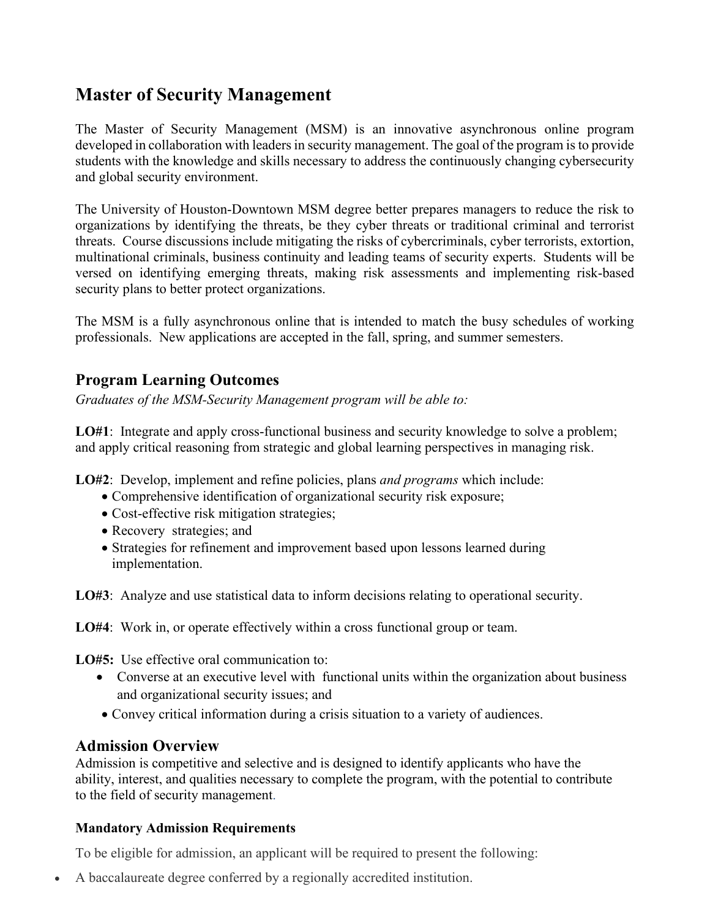# Master of Security Management

The Master of Security Management (MSM) is an innovative asynchronous online program developed in collaboration with leaders in security management. The goal of the program is to provide students with the knowledge and skills necessary to address the continuously changing cybersecurity and global security environment.

The University of Houston-Downtown MSM degree better prepares managers to reduce the risk to organizations by identifying the threats, be they cyber threats or traditional criminal and terrorist threats. Course discussions include mitigating the risks of cybercriminals, cyber terrorists, extortion, multinational criminals, business continuity and leading teams of security experts. Students will be versed on identifying emerging threats, making risk assessments and implementing risk-based security plans to better protect organizations.

The MSM is a fully asynchronous online that is intended to match the busy schedules of working professionals. New applications are accepted in the fall, spring, and summer semesters.

## Program Learning Outcomes

*Graduates of the MSM-Security Management program will be able to:*

**LO#1**: Integrate and apply cross-functional business and security knowledge to solve a problem; and apply critical reasoning from strategic and global learning perspectives in managing risk.

**LO#2**: Develop, implement and refine policies, plans *and programs* which include:

- Comprehensive identification of organizational security risk exposure;
- Cost-effective risk mitigation strategies;
- Recovery strategies; and
- Strategies for refinement and improvement based upon lessons learned during implementation.

**LO#3**: Analyze and use statistical data to inform decisions relating to operational security.

**LO#4**: Work in, or operate effectively within a cross functional group or team.

**LO#5:** Use effective oral communication to:

- Converse at an executive level with functional units within the organization about business and organizational security issues; and
- Convey critical information during a crisis situation to a variety of audiences.

## Admission Overview

Admission is competitive and selective and is designed to identify applicants who have the ability, interest, and qualities necessary to complete the program, with the potential to contribute to the field of security management.

### Mandatory Admission Requirements

To be eligible for admission, an applicant will be required to present the following:

- A baccalaureate degree conferred by a regionally accredited institution.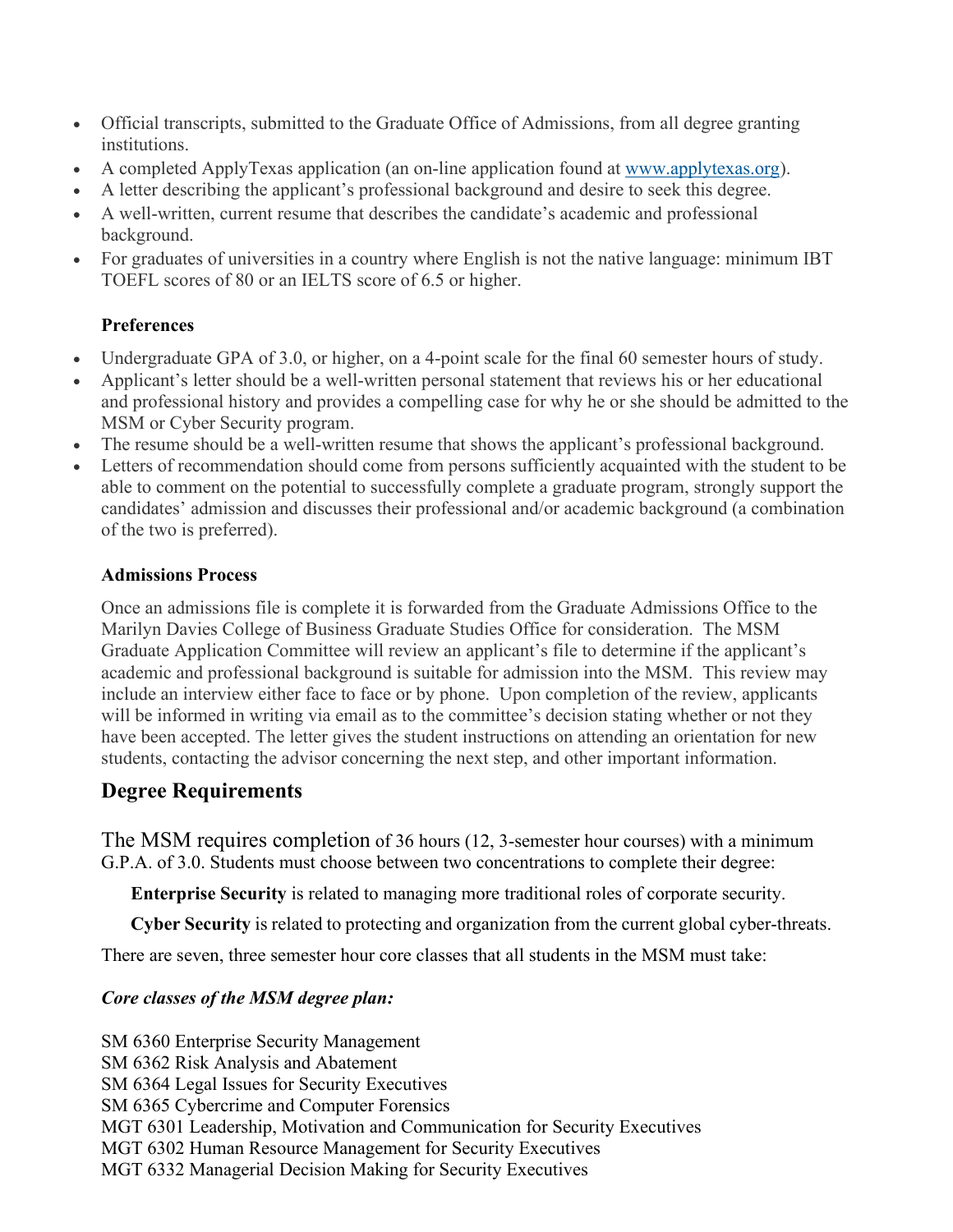- Official transcripts, submitted to the Graduate Office of Admissions, from all degree granting institutions.
- A completed ApplyTexas application (an on-line application found at [www.applytexas.org](http://www.applytexas.org)).
- A letter describing the applicant's professional background and desire to seek this degree.
- A well-written, current resume that describes the candidate's academic and professional background.
- For graduates of universities in a country where English is not the native language: minimum IBT TOEFL scores of 80 or an IELTS score of 6.5 or higher.

**Preferences**

- Undergraduate GPA of 3.0, or higher, on a 4-point scale for the final 60 semester hours of study.
- Applicant's letter should be a well-written personal statement that reviews his or her educational and professional history and provides a compelling case for why he or she should be admitted to the MSM or Cyber Security program.
- The resume should be a well-written resume that shows the applicant's professional background.
- Letters of recommendation should come from persons sufficiently acquainted with the student to be able to comment on the potential to successfully complete a graduate program, strongly support the candidates' admission and discusses their professional and/or academic background (a combination of the two is preferred).

**Admissions Process**

Once an admissions file is complete it is forwarded from the Graduate Admissions Office to the Marilyn Davies College of Business Graduate Studies Office for consideration. The MSM Graduate Application Committee will review an applicant's file to determine if the applicant's academic and professional background is suitable for admission into the MSM. This review may include an interview either face to face or by phone. Upon completion of the review, applicants will be informed in writing via email as to the committee's decision stating whether or not they have been accepted. The letter gives the student instructions on attending an orientation for new students, contacting the advisor concerning the next step, and other important information.

## Degree Requirements

The MSM requires completion of 36 hours (12, 3-semester hour courses) with a minimum G.P.A. of 3.0. Students must choose between two concentrations to complete their degree:

**Enterprise Security** is related to managing more traditional roles of corporate security.

**Cyber Security** is related to protecting and organization from the current global cyber-threats.

There are seven, three semester hour core classes that all students in the MSM must take:

***Core classes of the MSM degree plan:***

SM 6360 Enterprise Security Management
SM 6362 Risk Analysis and Abatement
SM 6364 Legal Issues for Security Executives
SM 6365 Cybercrime and Computer Forensics
MGT 6301 Leadership, Motivation and Communication for Security Executives
MGT 6302 Human Resource Management for Security Executives
MGT 6332 Managerial Decision Making for Security Executives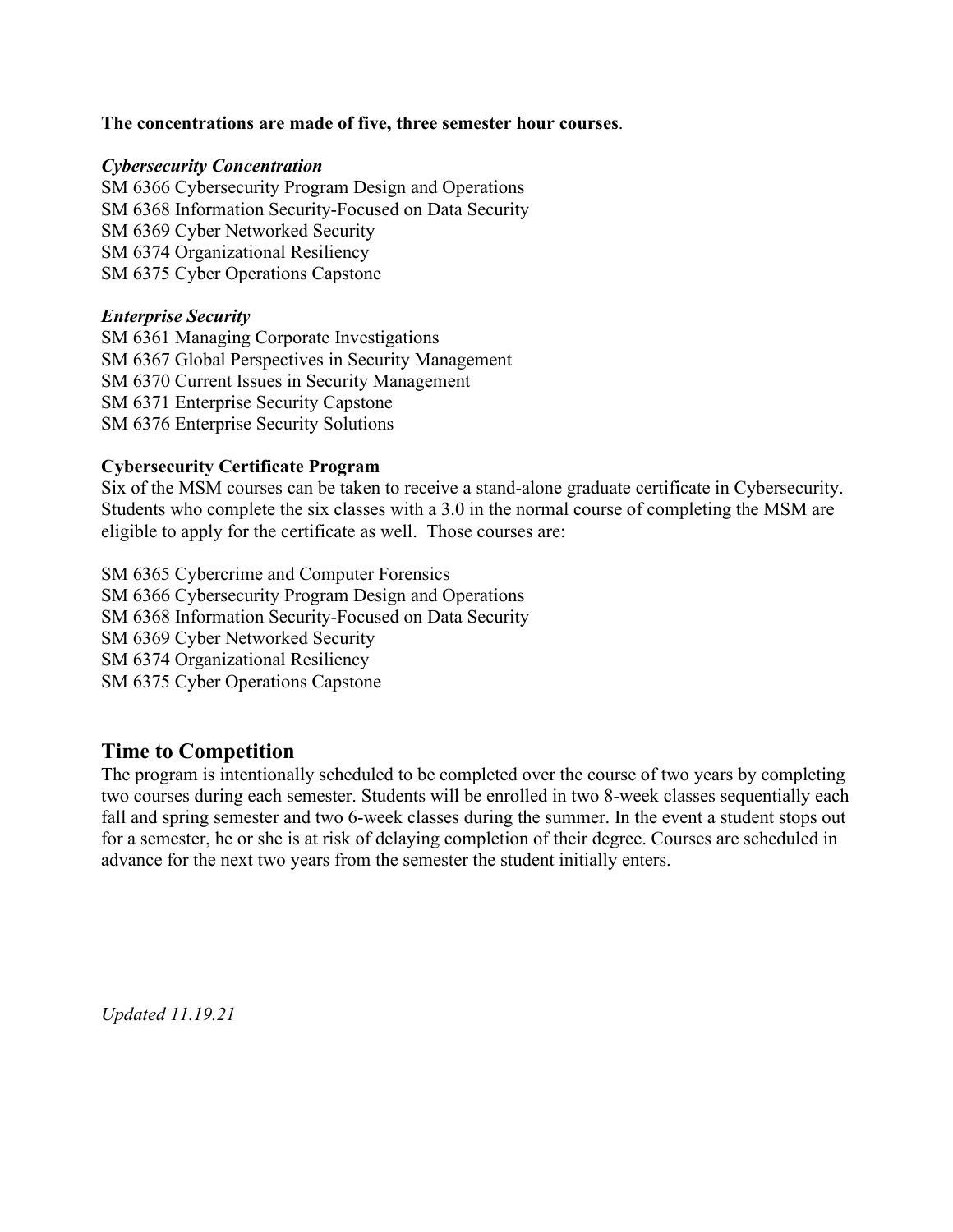**The concentrations are made of five, three semester hour courses**.

***Cybersecurity Concentration***

SM 6366 Cybersecurity Program Design and Operations
SM 6368 Information Security-Focused on Data Security
SM 6369 Cyber Networked Security
SM 6374 Organizational Resiliency
SM 6375 Cyber Operations Capstone

***Enterprise Security***

SM 6361 Managing Corporate Investigations
SM 6367 Global Perspectives in Security Management
SM 6370 Current Issues in Security Management
SM 6371 Enterprise Security Capstone
SM 6376 Enterprise Security Solutions

**Cybersecurity Certificate Program**

Six of the MSM courses can be taken to receive a stand-alone graduate certificate in Cybersecurity. Students who complete the six classes with a 3.0 in the normal course of completing the MSM are eligible to apply for the certificate as well. Those courses are:

SM 6365 Cybercrime and Computer Forensics
SM 6366 Cybersecurity Program Design and Operations
SM 6368 Information Security-Focused on Data Security
SM 6369 Cyber Networked Security
SM 6374 Organizational Resiliency
SM 6375 Cyber Operations Capstone

## Time to Competition

The program is intentionally scheduled to be completed over the course of two years by completing two courses during each semester. Students will be enrolled in two 8-week classes sequentially each fall and spring semester and two 6-week classes during the summer. In the event a student stops out for a semester, he or she is at risk of delaying completion of their degree. Courses are scheduled in advance for the next two years from the semester the student initially enters.

*Updated 11.19.21*